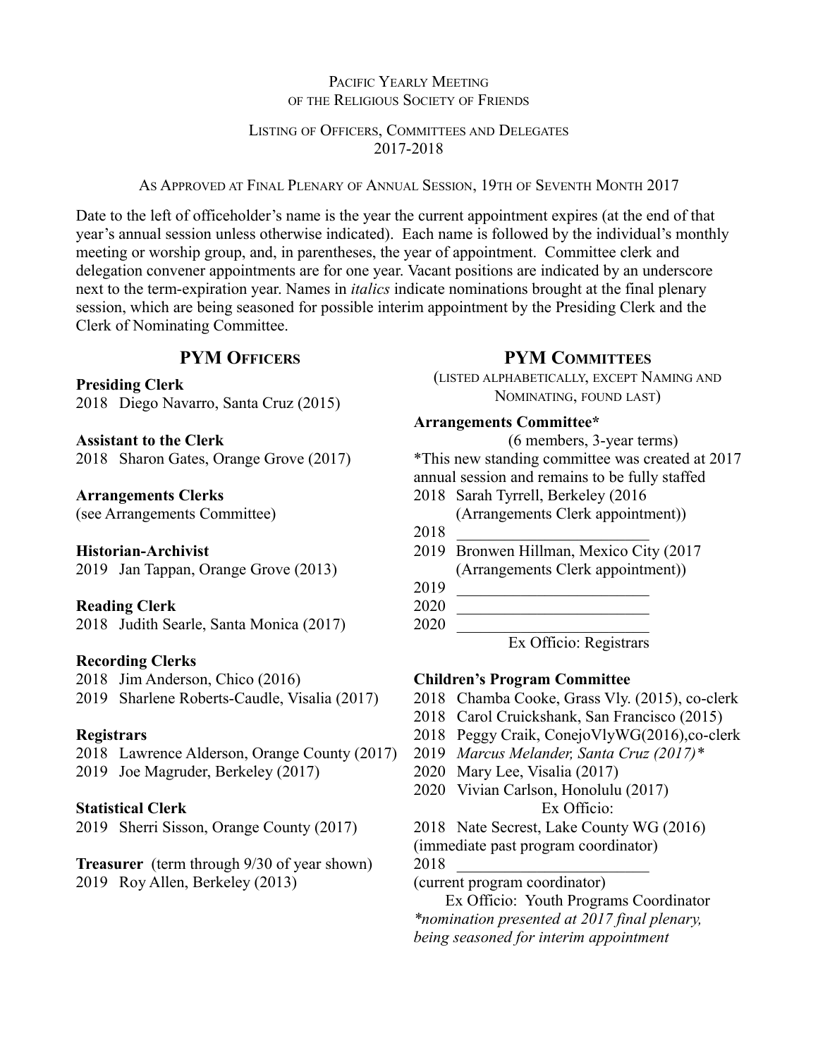Pacific Yearly Meeting
of the Religious Society of Friends

Listing of Officers, Committees and Delegates
2017-2018

As Approved at Final Plenary of Annual Session, 19th of Seventh Month 2017

Date to the left of officeholder's name is the year the current appointment expires (at the end of that year's annual session unless otherwise indicated). Each name is followed by the individual's monthly meeting or worship group, and, in parentheses, the year of appointment. Committee clerk and delegation convener appointments are for one year. Vacant positions are indicated by an underscore next to the term-expiration year. Names in *italics* indicate nominations brought at the final plenary session, which are being seasoned for possible interim appointment by the Presiding Clerk and the Clerk of Nominating Committee.

## PYM Officers

**Presiding Clerk**
2018 Diego Navarro, Santa Cruz (2015)

**Assistant to the Clerk**
2018 Sharon Gates, Orange Grove (2017)

**Arrangements Clerks**
(see Arrangements Committee)

**Historian-Archivist**
2019 Jan Tappan, Orange Grove (2013)

**Reading Clerk**
2018 Judith Searle, Santa Monica (2017)

**Recording Clerks**
2018 Jim Anderson, Chico (2016)
2019 Sharlene Roberts-Caudle, Visalia (2017)

**Registrars**
2018 Lawrence Alderson, Orange County (2017)
2019 Joe Magruder, Berkeley (2017)

**Statistical Clerk**
2019 Sherri Sisson, Orange County (2017)

**Treasurer** (term through 9/30 of year shown)
2019 Roy Allen, Berkeley (2013)

## PYM Committees

(listed alphabetically, except Naming and Nominating, found last)

**Arrangements Committee***
(6 members, 3-year terms)
*This new standing committee was created at 2017 annual session and remains to be fully staffed
2018 Sarah Tyrrell, Berkeley (2016 (Arrangements Clerk appointment))
2018 ________________________
2019 Bronwen Hillman, Mexico City (2017 (Arrangements Clerk appointment))
2019 ________________________
2020 ________________________
2020 ________________________
Ex Officio: Registrars

**Children's Program Committee**
2018 Chamba Cooke, Grass Vly. (2015), co-clerk
2018 Carol Cruickshank, San Francisco (2015)
2018 Peggy Craik, ConejoVlyWG(2016),co-clerk
2019 *Marcus Melander, Santa Cruz (2017)**
2020 Mary Lee, Visalia (2017)
2020 Vivian Carlson, Honolulu (2017)
Ex Officio:
2018 Nate Secrest, Lake County WG (2016) (immediate past program coordinator)
2018 ________________________ (current program coordinator)
Ex Officio: Youth Programs Coordinator
*\*nomination presented at 2017 final plenary, being seasoned for interim appointment*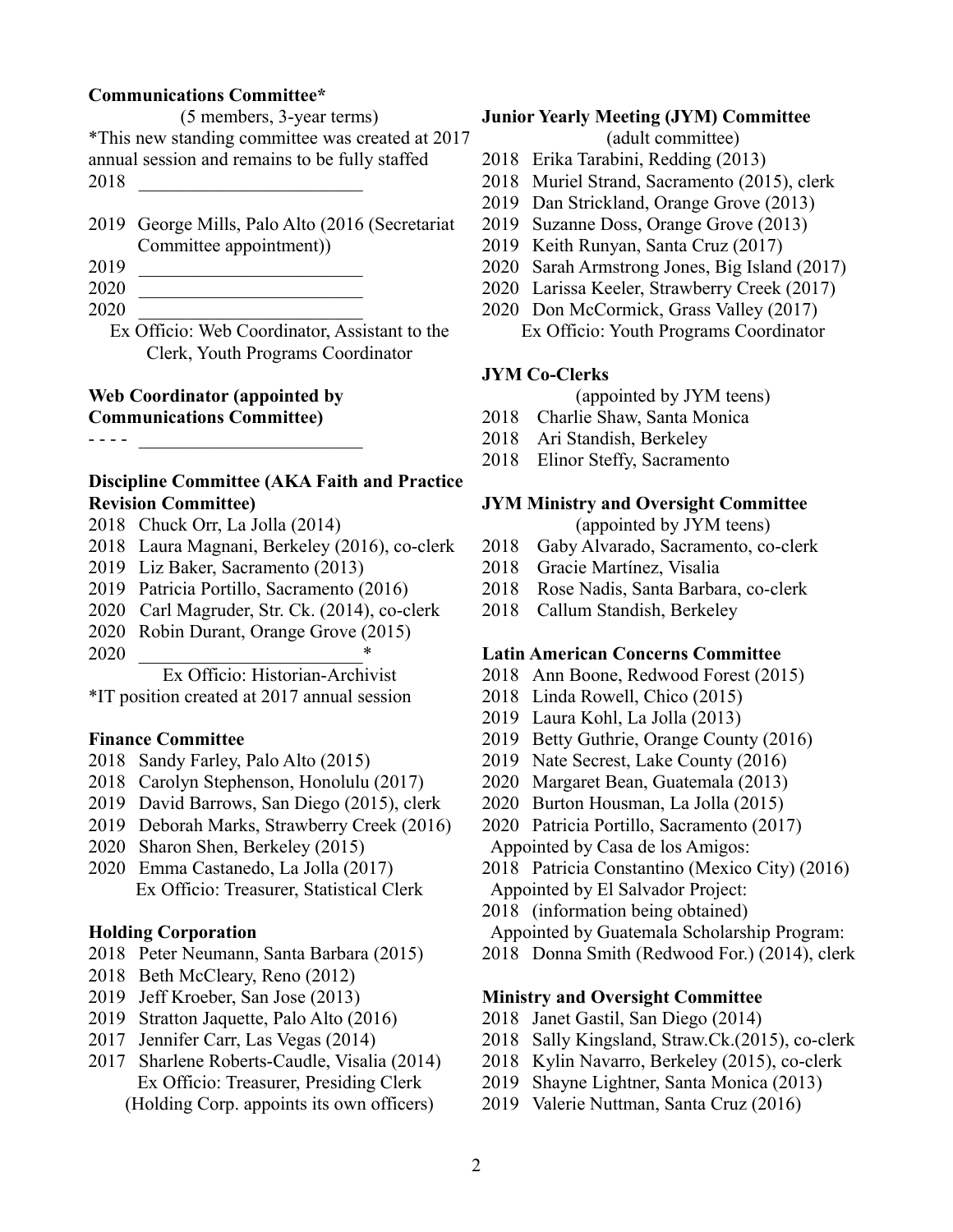**Communications Committee***

(5 members, 3-year terms)

*This new standing committee was created at 2017 annual session and remains to be fully staffed

2018 ________________________

2019 George Mills, Palo Alto (2016 (Secretariat Committee appointment))

2019 ________________________

2020 ________________________

2020 ________________________

Ex Officio: Web Coordinator, Assistant to the Clerk, Youth Programs Coordinator

**Web Coordinator (appointed by Communications Committee)**

- - - - ________________________

**Discipline Committee (AKA Faith and Practice Revision Committee)**

2018 Chuck Orr, La Jolla (2014)

2018 Laura Magnani, Berkeley (2016), co-clerk

2019 Liz Baker, Sacramento (2013)

2019 Patricia Portillo, Sacramento (2016)

2020 Carl Magruder, Str. Ck. (2014), co-clerk

2020 Robin Durant, Orange Grove (2015)

2020 ________________________*

Ex Officio: Historian-Archivist

*IT position created at 2017 annual session

**Finance Committee**

2018 Sandy Farley, Palo Alto (2015)

2018 Carolyn Stephenson, Honolulu (2017)

2019 David Barrows, San Diego (2015), clerk

2019 Deborah Marks, Strawberry Creek (2016)

2020 Sharon Shen, Berkeley (2015)

2020 Emma Castanedo, La Jolla (2017)

Ex Officio: Treasurer, Statistical Clerk

**Holding Corporation**

2018 Peter Neumann, Santa Barbara (2015)

2018 Beth McCleary, Reno (2012)

2019 Jeff Kroeber, San Jose (2013)

2019 Stratton Jaquette, Palo Alto (2016)

2017 Jennifer Carr, Las Vegas (2014)

2017 Sharlene Roberts-Caudle, Visalia (2014)

Ex Officio: Treasurer, Presiding Clerk

(Holding Corp. appoints its own officers)

**Junior Yearly Meeting (JYM) Committee**

(adult committee)

2018 Erika Tarabini, Redding (2013)

2018 Muriel Strand, Sacramento (2015), clerk

2019 Dan Strickland, Orange Grove (2013)

2019 Suzanne Doss, Orange Grove (2013)

2019 Keith Runyan, Santa Cruz (2017)

2020 Sarah Armstrong Jones, Big Island (2017)

2020 Larissa Keeler, Strawberry Creek (2017)

2020 Don McCormick, Grass Valley (2017)

Ex Officio: Youth Programs Coordinator

**JYM Co-Clerks**

(appointed by JYM teens)

2018 Charlie Shaw, Santa Monica

2018 Ari Standish, Berkeley

2018 Elinor Steffy, Sacramento

**JYM Ministry and Oversight Committee**

(appointed by JYM teens)

2018 Gaby Alvarado, Sacramento, co-clerk

2018 Gracie Martínez, Visalia

2018 Rose Nadis, Santa Barbara, co-clerk

2018 Callum Standish, Berkeley

**Latin American Concerns Committee**

2018 Ann Boone, Redwood Forest (2015)

2018 Linda Rowell, Chico (2015)

2019 Laura Kohl, La Jolla (2013)

2019 Betty Guthrie, Orange County (2016)

2019 Nate Secrest, Lake County (2016)

2020 Margaret Bean, Guatemala (2013)

2020 Burton Housman, La Jolla (2015)

2020 Patricia Portillo, Sacramento (2017)

Appointed by Casa de los Amigos:

2018 Patricia Constantino (Mexico City) (2016)

Appointed by El Salvador Project:

2018 (information being obtained)

Appointed by Guatemala Scholarship Program:

2018 Donna Smith (Redwood For.) (2014), clerk

**Ministry and Oversight Committee**

2018 Janet Gastil, San Diego (2014)

2018 Sally Kingsland, Straw.Ck.(2015), co-clerk

2018 Kylin Navarro, Berkeley (2015), co-clerk

2019 Shayne Lightner, Santa Monica (2013)

2019 Valerie Nuttman, Santa Cruz (2016)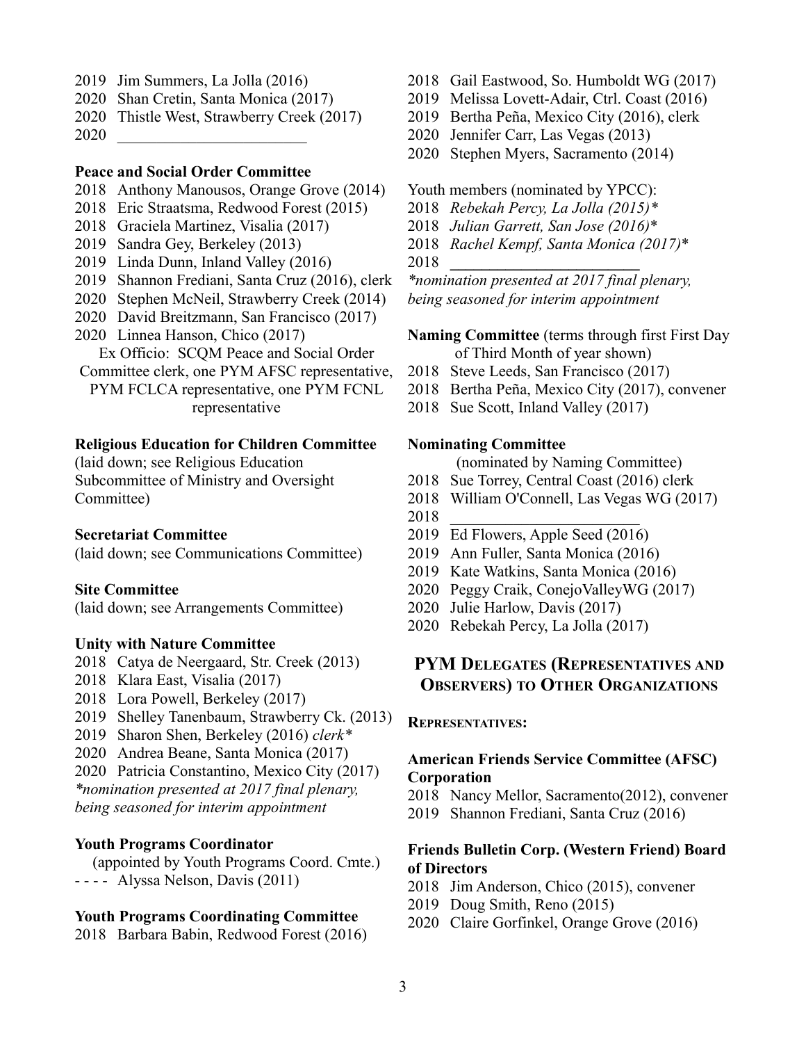2019 Jim Summers, La Jolla (2016)
2020 Shan Cretin, Santa Monica (2017)
2020 Thistle West, Strawberry Creek (2017)
2020 ________________________

**Peace and Social Order Committee**

2018 Anthony Manousos, Orange Grove (2014)
2018 Eric Straatsma, Redwood Forest (2015)
2018 Graciela Martinez, Visalia (2017)
2019 Sandra Gey, Berkeley (2013)
2019 Linda Dunn, Inland Valley (2016)
2019 Shannon Frediani, Santa Cruz (2016), clerk
2020 Stephen McNeil, Strawberry Creek (2014)
2020 David Breitzmann, San Francisco (2017)
2020 Linnea Hanson, Chico (2017)
Ex Officio: SCQM Peace and Social Order Committee clerk, one PYM AFSC representative, PYM FCLCA representative, one PYM FCNL representative

**Religious Education for Children Committee**

(laid down; see Religious Education Subcommittee of Ministry and Oversight Committee)

**Secretariat Committee**

(laid down; see Communications Committee)

**Site Committee**

(laid down; see Arrangements Committee)

**Unity with Nature Committee**

2018 Catya de Neergaard, Str. Creek (2013)
2018 Klara East, Visalia (2017)
2018 Lora Powell, Berkeley (2017)
2019 Shelley Tanenbaum, Strawberry Ck. (2013)
2019 Sharon Shen, Berkeley (2016) *clerk**
2020 Andrea Beane, Santa Monica (2017)
2020 Patricia Constantino, Mexico City (2017)
*\*nomination presented at 2017 final plenary, being seasoned for interim appointment*

**Youth Programs Coordinator**

(appointed by Youth Programs Coord. Cmte.)
- - - - Alyssa Nelson, Davis (2011)

**Youth Programs Coordinating Committee**

2018 Barbara Babin, Redwood Forest (2016)
2018 Gail Eastwood, So. Humboldt WG (2017)
2019 Melissa Lovett-Adair, Ctrl. Coast (2016)
2019 Bertha Peña, Mexico City (2016), clerk
2020 Jennifer Carr, Las Vegas (2013)
2020 Stephen Myers, Sacramento (2014)

Youth members (nominated by YPCC):
2018 *Rebekah Percy, La Jolla (2015)**
2018 *Julian Garrett, San Jose (2016)**
2018 *Rachel Kempf, Santa Monica (2017)**
2018 ________________________
*\*nomination presented at 2017 final plenary, being seasoned for interim appointment*

**Naming Committee** (terms through first First Day of Third Month of year shown)

2018 Steve Leeds, San Francisco (2017)
2018 Bertha Peña, Mexico City (2017), convener
2018 Sue Scott, Inland Valley (2017)

**Nominating Committee**

(nominated by Naming Committee)
2018 Sue Torrey, Central Coast (2016) clerk
2018 William O'Connell, Las Vegas WG (2017)
2018 ________________________
2019 Ed Flowers, Apple Seed (2016)
2019 Ann Fuller, Santa Monica (2016)
2019 Kate Watkins, Santa Monica (2016)
2020 Peggy Craik, ConejoValleyWG (2017)
2020 Julie Harlow, Davis (2017)
2020 Rebekah Percy, La Jolla (2017)

## PYM Delegates (Representatives and Observers) to Other Organizations

**Representatives:**

**American Friends Service Committee (AFSC) Corporation**

2018 Nancy Mellor, Sacramento(2012), convener
2019 Shannon Frediani, Santa Cruz (2016)

**Friends Bulletin Corp. (Western Friend) Board of Directors**

2018 Jim Anderson, Chico (2015), convener
2019 Doug Smith, Reno (2015)
2020 Claire Gorfinkel, Orange Grove (2016)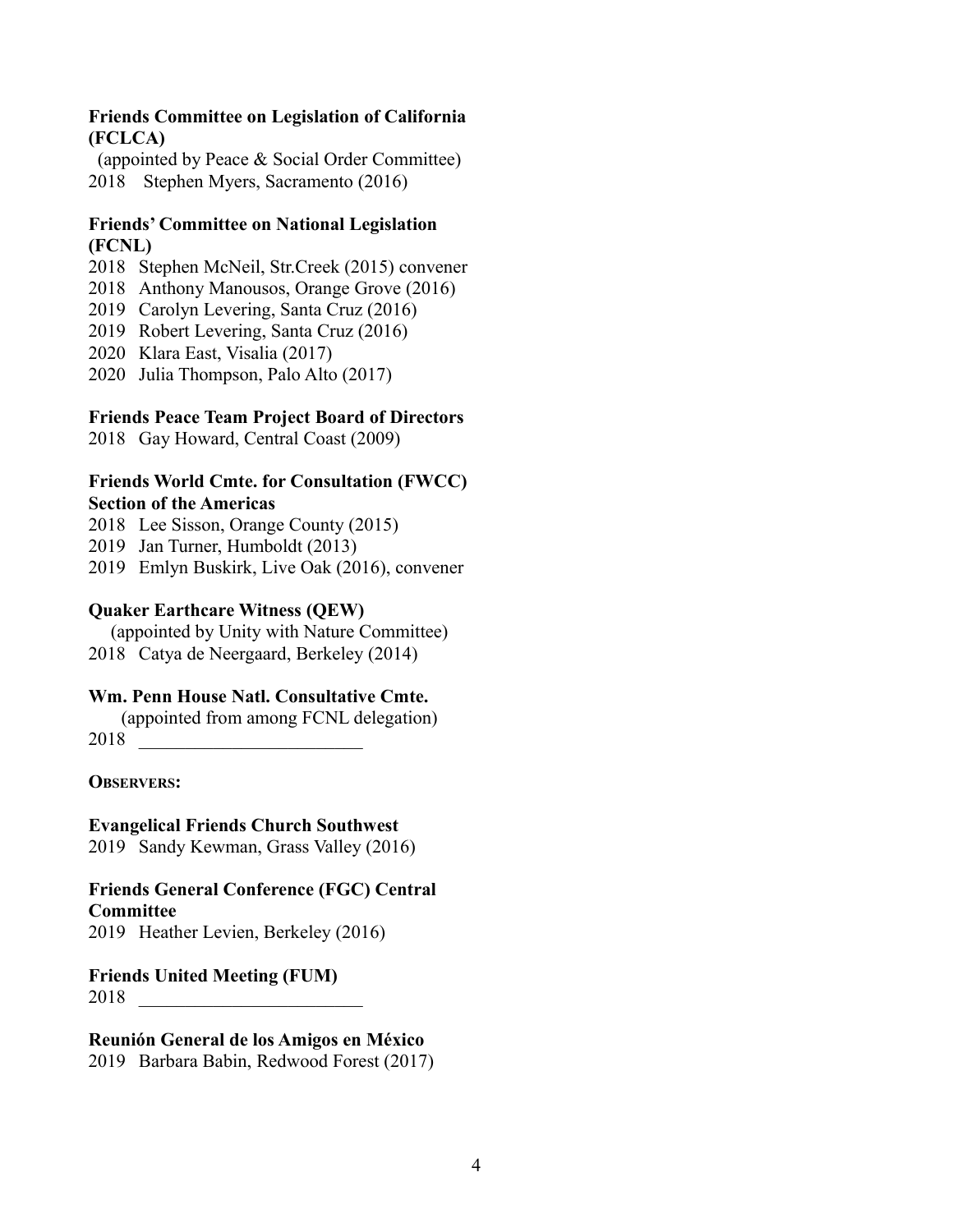**Friends Committee on Legislation of California (FCLCA)**

(appointed by Peace & Social Order Committee)

2018 Stephen Myers, Sacramento (2016)

**Friends' Committee on National Legislation (FCNL)**

2018 Stephen McNeil, Str.Creek (2015) convener
2018 Anthony Manousos, Orange Grove (2016)
2019 Carolyn Levering, Santa Cruz (2016)
2019 Robert Levering, Santa Cruz (2016)
2020 Klara East, Visalia (2017)
2020 Julia Thompson, Palo Alto (2017)

**Friends Peace Team Project Board of Directors**

2018 Gay Howard, Central Coast (2009)

**Friends World Cmte. for Consultation (FWCC) Section of the Americas**

2018 Lee Sisson, Orange County (2015)
2019 Jan Turner, Humboldt (2013)
2019 Emlyn Buskirk, Live Oak (2016), convener

**Quaker Earthcare Witness (QEW)**

(appointed by Unity with Nature Committee)

2018 Catya de Neergaard, Berkeley (2014)

**Wm. Penn House Natl. Consultative Cmte.**

(appointed from among FCNL delegation)

2018 ________________________

**OBSERVERS:**

**Evangelical Friends Church Southwest**

2019 Sandy Kewman, Grass Valley (2016)

**Friends General Conference (FGC) Central Committee**

2019 Heather Levien, Berkeley (2016)

**Friends United Meeting (FUM)**

2018 ________________________

**Reunión General de los Amigos en México**

2019 Barbara Babin, Redwood Forest (2017)